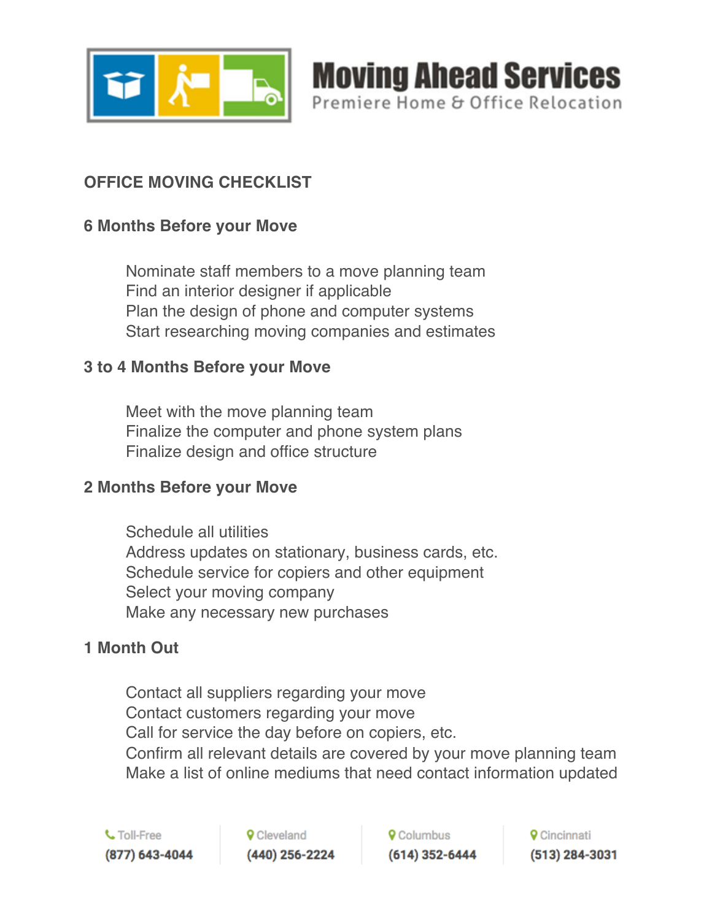# Moving Ahead Services

Premiere Home & Office Relocation

## OFFICE MOVING CHECKLIST

### 6 Months Before your Move

- Nominate staff members to a move planning team
- Find an interior designer if applicable
- Plan the design of phone and computer systems
- Start researching moving companies and estimates

### 3 to 4 Months Before your Move

- Meet with the move planning team
- Finalize the computer and phone system plans
- Finalize design and office structure

### 2 Months Before your Move

- Schedule all utilities
- Address updates on stationary, business cards, etc.
- Schedule service for copiers and other equipment
- Select your moving company
- Make any necessary new purchases

### 1 Month Out

- Contact all suppliers regarding your move
- Contact customers regarding your move
- Call for service the day before on copiers, etc.
- Confirm all relevant details are covered by your move planning team
- Make a list of online mediums that need contact information updated

| Toll-Free | Cleveland | Columbus | Cincinnati |
| --- | --- | --- | --- |
| (877) 643-4044 | (440) 256-2224 | (614) 352-6444 | (513) 284-3031 |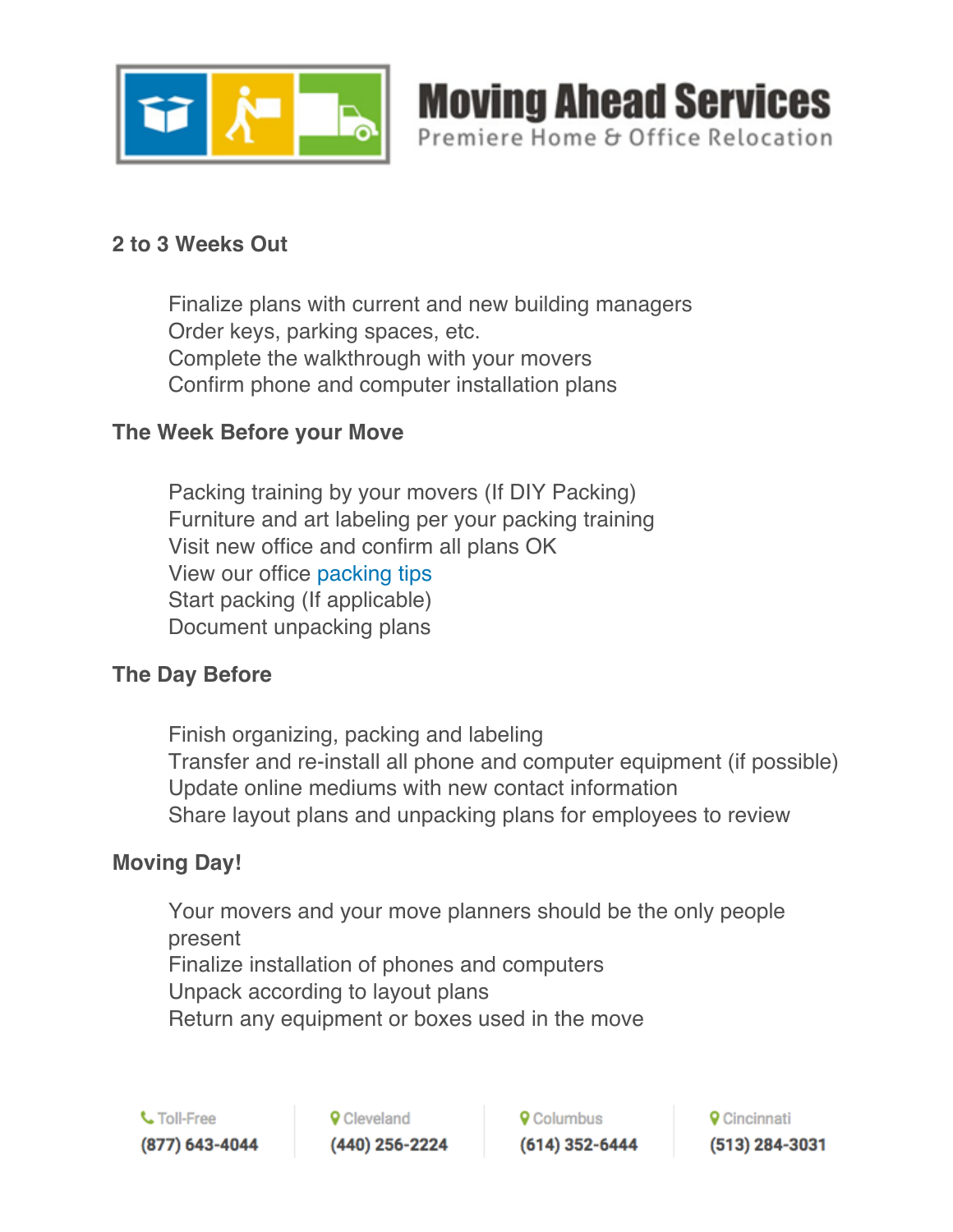**Moving Ahead Services**
Premiere Home & Office Relocation

### 2 to 3 Weeks Out

- Finalize plans with current and new building managers
- Order keys, parking spaces, etc.
- Complete the walkthrough with your movers
- Confirm phone and computer installation plans

### The Week Before your Move

- Packing training by your movers (If DIY Packing)
- Furniture and art labeling per your packing training
- Visit new office and confirm all plans OK
- View our office packing tips
- Start packing (If applicable)
- Document unpacking plans

### The Day Before

- Finish organizing, packing and labeling
- Transfer and re-install all phone and computer equipment (if possible)
- Update online mediums with new contact information
- Share layout plans and unpacking plans for employees to review

### Moving Day!

- Your movers and your move planners should be the only people present
- Finalize installation of phones and computers
- Unpack according to layout plans
- Return any equipment or boxes used in the move

| Toll-Free | Cleveland | Columbus | Cincinnati |
| --- | --- | --- | --- |
| (877) 643-4044 | (440) 256-2224 | (614) 352-6444 | (513) 284-3031 |